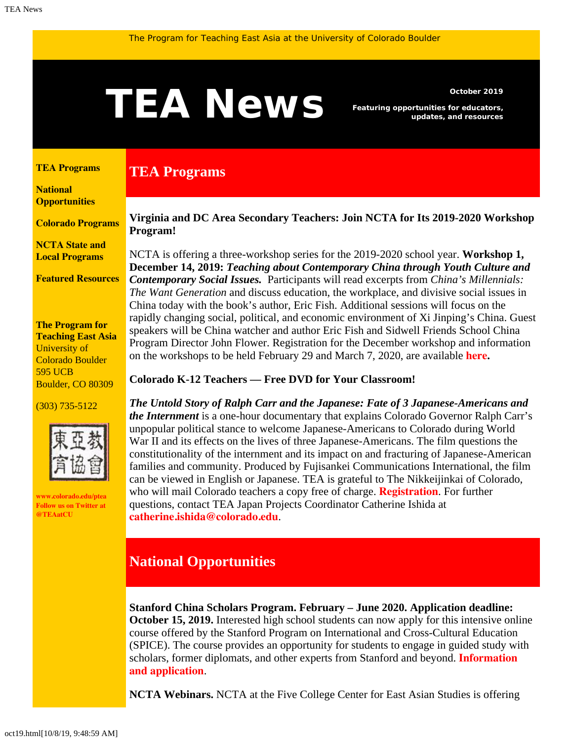The Program for Teaching East Asia at the University of Colorado Boulder

# TEA News

**October 2019**

**Featuring opportunities for educators, updates, and resources**

**TEA Programs**

**National Opportunities**

**Colorado Programs**

**NCTA State and Local Programs**

**Featured Resources**

**The Program for Teaching East Asia**
University of Colorado Boulder
595 UCB
Boulder, CO 80309

(303) 735-5122

**www.colorado.edu/ptea**
**Follow us on Twitter at @TEAatCU**

## TEA Programs

**Virginia and DC Area Secondary Teachers: Join NCTA for Its 2019-2020 Workshop Program!**

NCTA is offering a three-workshop series for the 2019-2020 school year. **Workshop 1, December 14, 2019: *Teaching about Contemporary China through Youth Culture and Contemporary Social Issues.*** Participants will read excerpts from *China's Millennials: The Want Generation* and discuss education, the workplace, and divisive social issues in China today with the book's author, Eric Fish. Additional sessions will focus on the rapidly changing social, political, and economic environment of Xi Jinping's China. Guest speakers will be China watcher and author Eric Fish and Sidwell Friends School China Program Director John Flower. Registration for the December workshop and information on the workshops to be held February 29 and March 7, 2020, are available **here.**

**Colorado K-12 Teachers — Free DVD for Your Classroom!**

***The Untold Story of Ralph Carr and the Japanese: Fate of 3 Japanese-Americans and the Internment*** is a one-hour documentary that explains Colorado Governor Ralph Carr's unpopular political stance to welcome Japanese-Americans to Colorado during World War II and its effects on the lives of three Japanese-Americans. The film questions the constitutionality of the internment and its impact on and fracturing of Japanese-American families and community. Produced by Fujisankei Communications International, the film can be viewed in English or Japanese. TEA is grateful to The Nikkeijinkai of Colorado, who will mail Colorado teachers a copy free of charge. **Registration**. For further questions, contact TEA Japan Projects Coordinator Catherine Ishida at **catherine.ishida@colorado.edu**.

## National Opportunities

**Stanford China Scholars Program. February – June 2020. Application deadline: October 15, 2019.** Interested high school students can now apply for this intensive online course offered by the Stanford Program on International and Cross-Cultural Education (SPICE). The course provides an opportunity for students to engage in guided study with scholars, former diplomats, and other experts from Stanford and beyond. **Information and application**.

**NCTA Webinars.** NCTA at the Five College Center for East Asian Studies is offering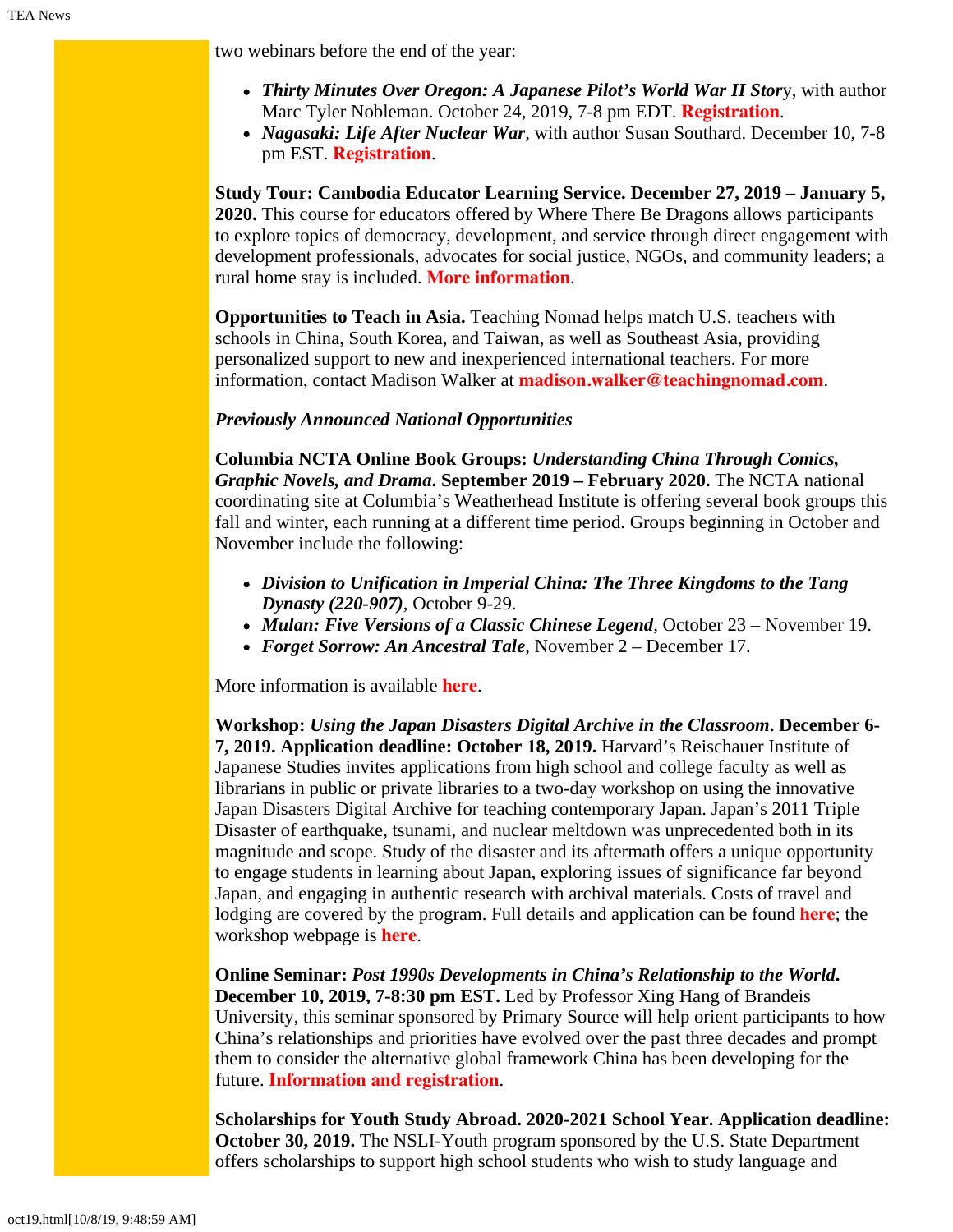two webinars before the end of the year:

- ***Thirty Minutes Over Oregon: A Japanese Pilot's World War II Stor***y, with author Marc Tyler Nobleman. October 24, 2019, 7-8 pm EDT. **Registration**.
- ***Nagasaki: Life After Nuclear War***, with author Susan Southard. December 10, 7-8 pm EST. **Registration**.

**Study Tour: Cambodia Educator Learning Service. December 27, 2019 – January 5, 2020.** This course for educators offered by Where There Be Dragons allows participants to explore topics of democracy, development, and service through direct engagement with development professionals, advocates for social justice, NGOs, and community leaders; a rural home stay is included. **More information**.

**Opportunities to Teach in Asia.** Teaching Nomad helps match U.S. teachers with schools in China, South Korea, and Taiwan, as well as Southeast Asia, providing personalized support to new and inexperienced international teachers. For more information, contact Madison Walker at **madison.walker@teachingnomad.com**.

***Previously Announced National Opportunities***

**Columbia NCTA Online Book Groups: *Understanding China Through Comics, Graphic Novels, and Drama*. September 2019 – February 2020.** The NCTA national coordinating site at Columbia's Weatherhead Institute is offering several book groups this fall and winter, each running at a different time period. Groups beginning in October and November include the following:

- ***Division to Unification in Imperial China: The Three Kingdoms to the Tang Dynasty (220-907)***, October 9-29.
- ***Mulan: Five Versions of a Classic Chinese Legend***, October 23 – November 19.
- ***Forget Sorrow: An Ancestral Tale***, November 2 – December 17.

More information is available **here**.

**Workshop: *Using the Japan Disasters Digital Archive in the Classroom*. December 6-7, 2019. Application deadline: October 18, 2019.** Harvard's Reischauer Institute of Japanese Studies invites applications from high school and college faculty as well as librarians in public or private libraries to a two-day workshop on using the innovative Japan Disasters Digital Archive for teaching contemporary Japan. Japan's 2011 Triple Disaster of earthquake, tsunami, and nuclear meltdown was unprecedented both in its magnitude and scope. Study of the disaster and its aftermath offers a unique opportunity to engage students in learning about Japan, exploring issues of significance far beyond Japan, and engaging in authentic research with archival materials. Costs of travel and lodging are covered by the program. Full details and application can be found **here**; the workshop webpage is **here**.

**Online Seminar: *Post 1990s Developments in China's Relationship to the World*. December 10, 2019, 7-8:30 pm EST.** Led by Professor Xing Hang of Brandeis University, this seminar sponsored by Primary Source will help orient participants to how China's relationships and priorities have evolved over the past three decades and prompt them to consider the alternative global framework China has been developing for the future. **Information and registration**.

**Scholarships for Youth Study Abroad. 2020-2021 School Year. Application deadline: October 30, 2019.** The NSLI-Youth program sponsored by the U.S. State Department offers scholarships to support high school students who wish to study language and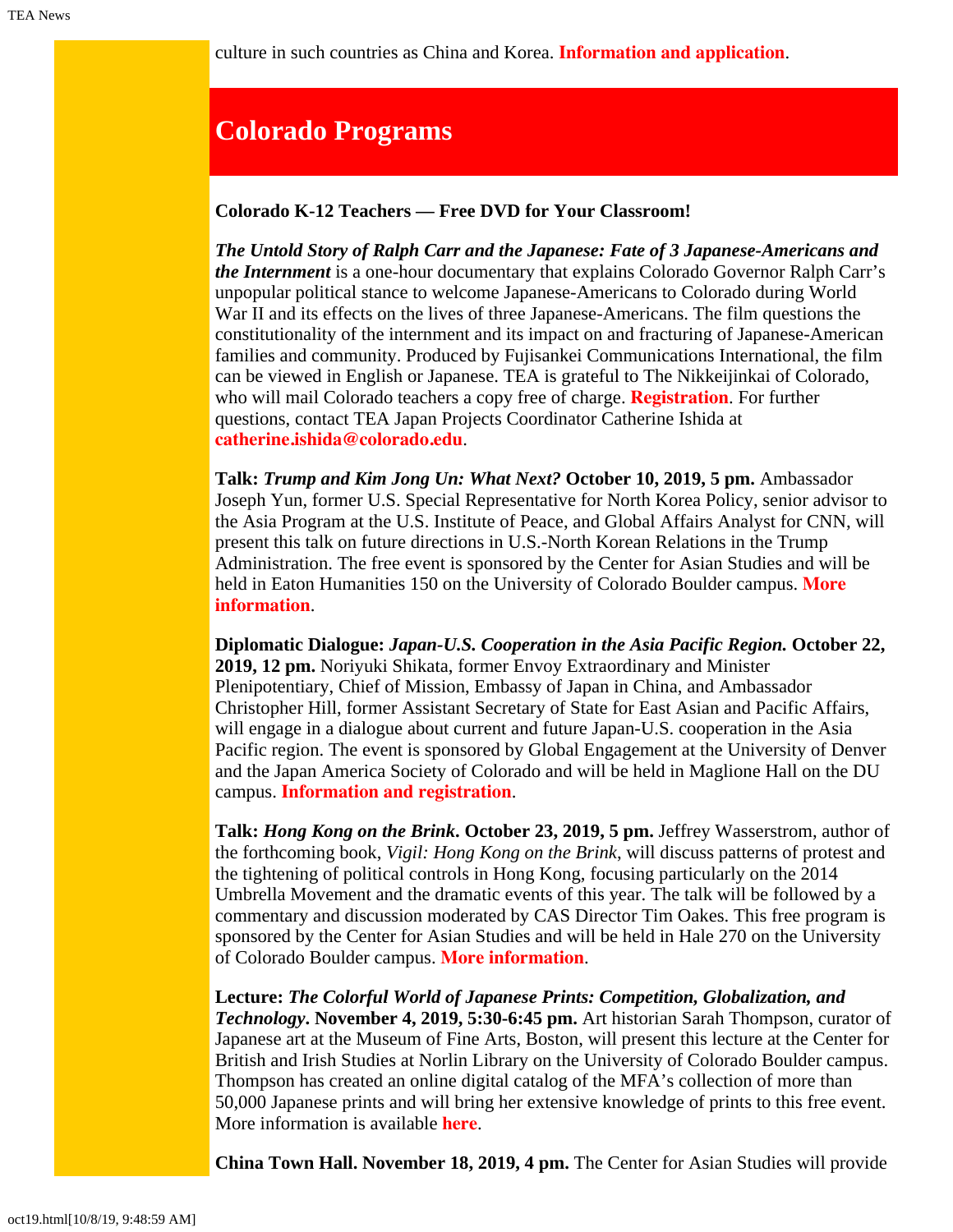culture in such countries as China and Korea. **Information and application**.

## Colorado Programs

**Colorado K-12 Teachers — Free DVD for Your Classroom!**

***The Untold Story of Ralph Carr and the Japanese: Fate of 3 Japanese-Americans and the Internment*** is a one-hour documentary that explains Colorado Governor Ralph Carr's unpopular political stance to welcome Japanese-Americans to Colorado during World War II and its effects on the lives of three Japanese-Americans. The film questions the constitutionality of the internment and its impact on and fracturing of Japanese-American families and community. Produced by Fujisankei Communications International, the film can be viewed in English or Japanese. TEA is grateful to The Nikkeijinkai of Colorado, who will mail Colorado teachers a copy free of charge. **Registration**. For further questions, contact TEA Japan Projects Coordinator Catherine Ishida at **catherine.ishida@colorado.edu**.

**Talk: *Trump and Kim Jong Un: What Next?* October 10, 2019, 5 pm.** Ambassador Joseph Yun, former U.S. Special Representative for North Korea Policy, senior advisor to the Asia Program at the U.S. Institute of Peace, and Global Affairs Analyst for CNN, will present this talk on future directions in U.S.-North Korean Relations in the Trump Administration. The free event is sponsored by the Center for Asian Studies and will be held in Eaton Humanities 150 on the University of Colorado Boulder campus. **More information**.

**Diplomatic Dialogue: *Japan-U.S. Cooperation in the Asia Pacific Region.* October 22, 2019, 12 pm.** Noriyuki Shikata, former Envoy Extraordinary and Minister Plenipotentiary, Chief of Mission, Embassy of Japan in China, and Ambassador Christopher Hill, former Assistant Secretary of State for East Asian and Pacific Affairs, will engage in a dialogue about current and future Japan-U.S. cooperation in the Asia Pacific region. The event is sponsored by Global Engagement at the University of Denver and the Japan America Society of Colorado and will be held in Maglione Hall on the DU campus. **Information and registration**.

**Talk: *Hong Kong on the Brink*. October 23, 2019, 5 pm.** Jeffrey Wasserstrom, author of the forthcoming book, *Vigil: Hong Kong on the Brink*, will discuss patterns of protest and the tightening of political controls in Hong Kong, focusing particularly on the 2014 Umbrella Movement and the dramatic events of this year. The talk will be followed by a commentary and discussion moderated by CAS Director Tim Oakes. This free program is sponsored by the Center for Asian Studies and will be held in Hale 270 on the University of Colorado Boulder campus. **More information**.

**Lecture: *The Colorful World of Japanese Prints: Competition, Globalization, and Technology*. November 4, 2019, 5:30-6:45 pm.** Art historian Sarah Thompson, curator of Japanese art at the Museum of Fine Arts, Boston, will present this lecture at the Center for British and Irish Studies at Norlin Library on the University of Colorado Boulder campus. Thompson has created an online digital catalog of the MFA's collection of more than 50,000 Japanese prints and will bring her extensive knowledge of prints to this free event. More information is available **here**.

**China Town Hall. November 18, 2019, 4 pm.** The Center for Asian Studies will provide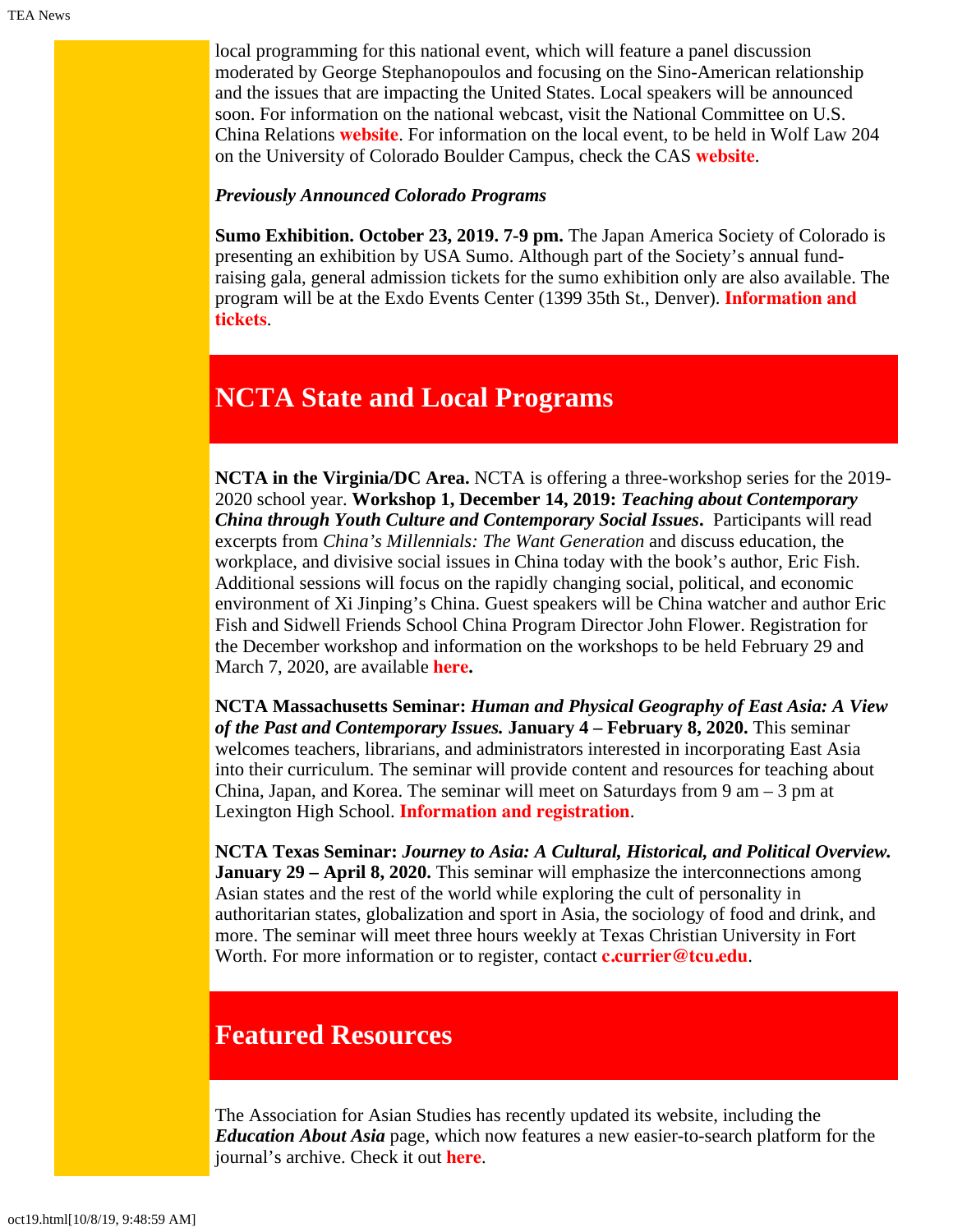local programming for this national event, which will feature a panel discussion moderated by George Stephanopoulos and focusing on the Sino-American relationship and the issues that are impacting the United States. Local speakers will be announced soon. For information on the national webcast, visit the National Committee on U.S. China Relations **website**. For information on the local event, to be held in Wolf Law 204 on the University of Colorado Boulder Campus, check the CAS **website**.

***Previously Announced Colorado Programs***

**Sumo Exhibition. October 23, 2019. 7-9 pm.** The Japan America Society of Colorado is presenting an exhibition by USA Sumo. Although part of the Society's annual fund-raising gala, general admission tickets for the sumo exhibition only are also available. The program will be at the Exdo Events Center (1399 35th St., Denver). **Information and tickets**.

## NCTA State and Local Programs

**NCTA in the Virginia/DC Area.** NCTA is offering a three-workshop series for the 2019-2020 school year. **Workshop 1, December 14, 2019: *Teaching about Contemporary China through Youth Culture and Contemporary Social Issues*.** Participants will read excerpts from *China's Millennials: The Want Generation* and discuss education, the workplace, and divisive social issues in China today with the book's author, Eric Fish. Additional sessions will focus on the rapidly changing social, political, and economic environment of Xi Jinping's China. Guest speakers will be China watcher and author Eric Fish and Sidwell Friends School China Program Director John Flower. Registration for the December workshop and information on the workshops to be held February 29 and March 7, 2020, are available **here.**

**NCTA Massachusetts Seminar: *Human and Physical Geography of East Asia: A View of the Past and Contemporary Issues.* January 4 – February 8, 2020.** This seminar welcomes teachers, librarians, and administrators interested in incorporating East Asia into their curriculum. The seminar will provide content and resources for teaching about China, Japan, and Korea. The seminar will meet on Saturdays from 9 am – 3 pm at Lexington High School. **Information and registration**.

**NCTA Texas Seminar: *Journey to Asia: A Cultural, Historical, and Political Overview.* January 29 – April 8, 2020.** This seminar will emphasize the interconnections among Asian states and the rest of the world while exploring the cult of personality in authoritarian states, globalization and sport in Asia, the sociology of food and drink, and more. The seminar will meet three hours weekly at Texas Christian University in Fort Worth. For more information or to register, contact **c.currier@tcu.edu**.

## Featured Resources

The Association for Asian Studies has recently updated its website, including the ***Education About Asia*** page, which now features a new easier-to-search platform for the journal's archive. Check it out **here**.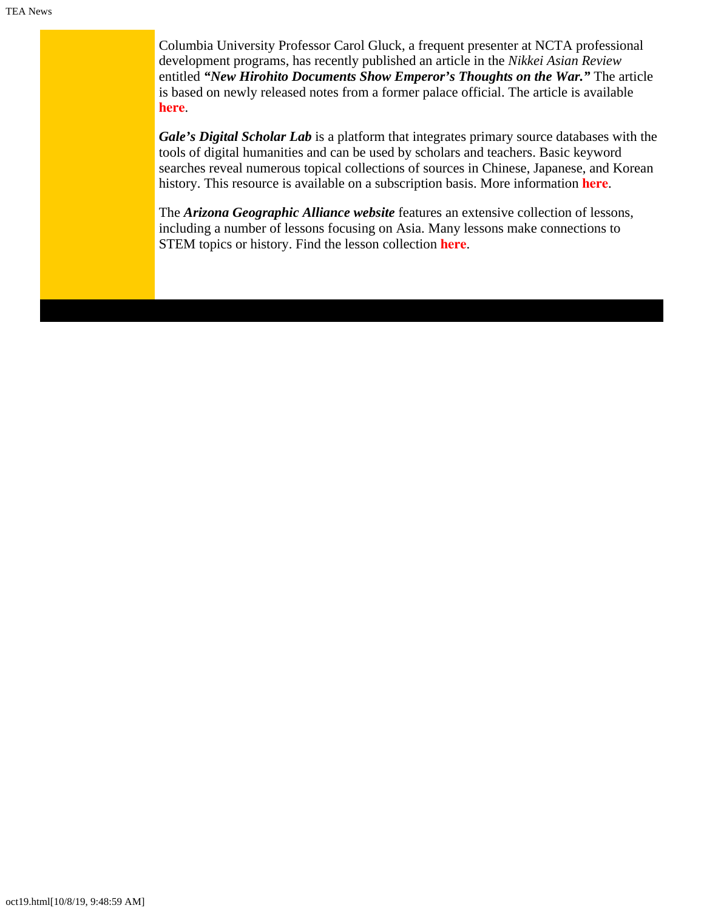Columbia University Professor Carol Gluck, a frequent presenter at NCTA professional development programs, has recently published an article in the *Nikkei Asian Review* entitled ***"New Hirohito Documents Show Emperor's Thoughts on the War."*** The article is based on newly released notes from a former palace official. The article is available **here**.

***Gale's Digital Scholar Lab*** is a platform that integrates primary source databases with the tools of digital humanities and can be used by scholars and teachers. Basic keyword searches reveal numerous topical collections of sources in Chinese, Japanese, and Korean history. This resource is available on a subscription basis. More information **here**.

The ***Arizona Geographic Alliance website*** features an extensive collection of lessons, including a number of lessons focusing on Asia. Many lessons make connections to STEM topics or history. Find the lesson collection **here**.